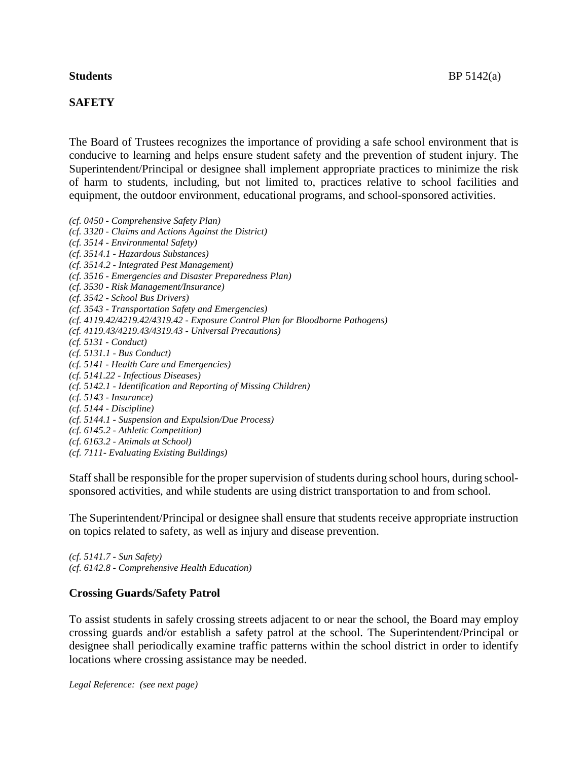**Students** BP 5142(a)

## SAFETY

The Board of Trustees recognizes the importance of providing a safe school environment that is conducive to learning and helps ensure student safety and the prevention of student injury. The Superintendent/Principal or designee shall implement appropriate practices to minimize the risk of harm to students, including, but not limited to, practices relative to school facilities and equipment, the outdoor environment, educational programs, and school-sponsored activities.

*(cf. 0450 - Comprehensive Safety Plan)*
*(cf. 3320 - Claims and Actions Against the District)*
*(cf. 3514 - Environmental Safety)*
*(cf. 3514.1 - Hazardous Substances)*
*(cf. 3514.2 - Integrated Pest Management)*
*(cf. 3516 - Emergencies and Disaster Preparedness Plan)*
*(cf. 3530 - Risk Management/Insurance)*
*(cf. 3542 - School Bus Drivers)*
*(cf. 3543 - Transportation Safety and Emergencies)*
*(cf. 4119.42/4219.42/4319.42 - Exposure Control Plan for Bloodborne Pathogens)*
*(cf. 4119.43/4219.43/4319.43 - Universal Precautions)*
*(cf. 5131 - Conduct)*
*(cf. 5131.1 - Bus Conduct)*
*(cf. 5141 - Health Care and Emergencies)*
*(cf. 5141.22 - Infectious Diseases)*
*(cf. 5142.1 - Identification and Reporting of Missing Children)*
*(cf. 5143 - Insurance)*
*(cf. 5144 - Discipline)*
*(cf. 5144.1 - Suspension and Expulsion/Due Process)*
*(cf. 6145.2 - Athletic Competition)*
*(cf. 6163.2 - Animals at School)*
*(cf. 7111- Evaluating Existing Buildings)*

Staff shall be responsible for the proper supervision of students during school hours, during school-sponsored activities, and while students are using district transportation to and from school.

The Superintendent/Principal or designee shall ensure that students receive appropriate instruction on topics related to safety, as well as injury and disease prevention.

*(cf. 5141.7 - Sun Safety)*
*(cf. 6142.8 - Comprehensive Health Education)*

### Crossing Guards/Safety Patrol

To assist students in safely crossing streets adjacent to or near the school, the Board may employ crossing guards and/or establish a safety patrol at the school. The Superintendent/Principal or designee shall periodically examine traffic patterns within the school district in order to identify locations where crossing assistance may be needed.

*Legal Reference: (see next page)*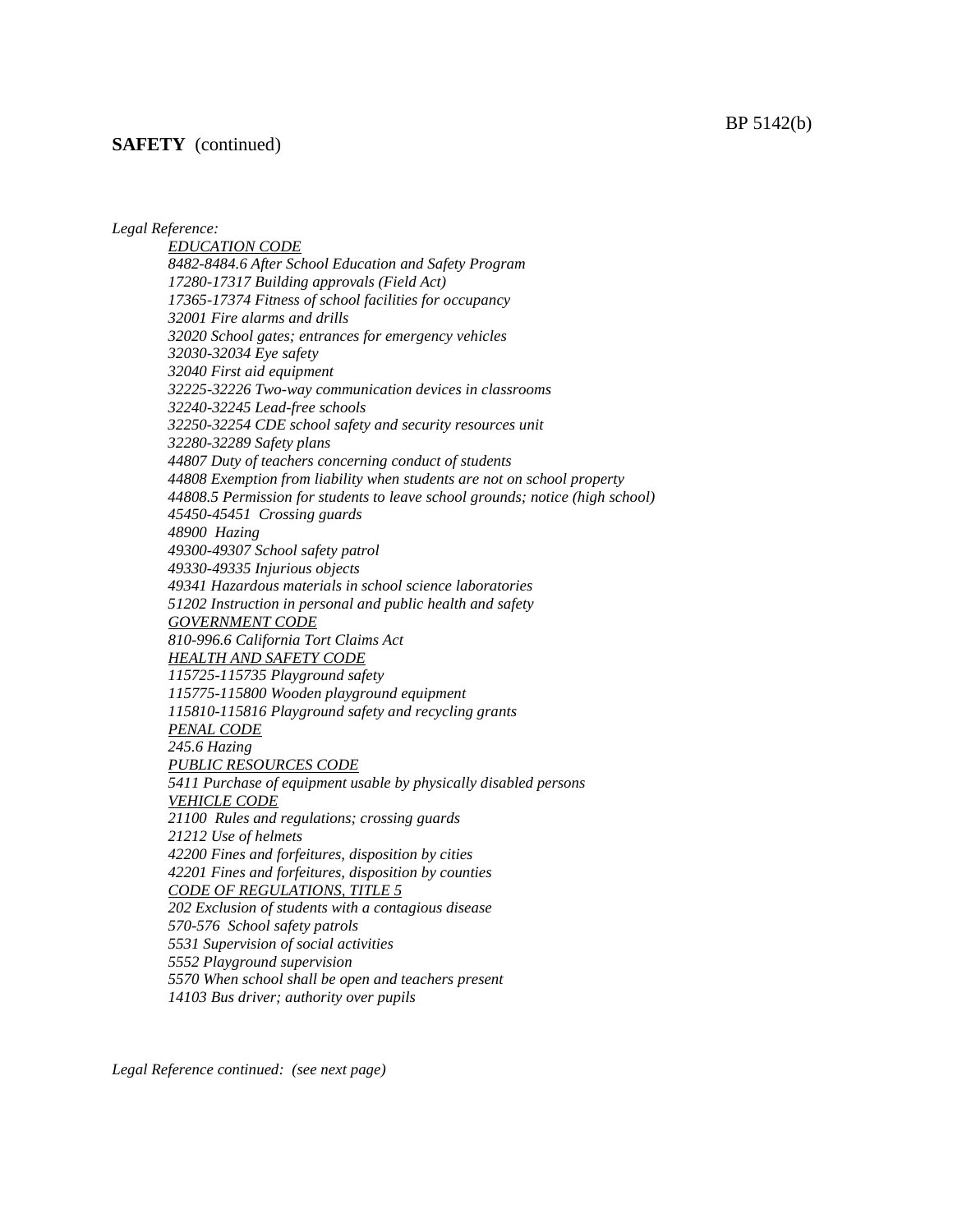**SAFETY** (continued)

*Legal Reference:*

*EDUCATION CODE*

*8482-8484.6 After School Education and Safety Program*
*17280-17317 Building approvals (Field Act)*
*17365-17374 Fitness of school facilities for occupancy*
*32001 Fire alarms and drills*
*32020 School gates; entrances for emergency vehicles*
*32030-32034 Eye safety*
*32040 First aid equipment*
*32225-32226 Two-way communication devices in classrooms*
*32240-32245 Lead-free schools*
*32250-32254 CDE school safety and security resources unit*
*32280-32289 Safety plans*
*44807 Duty of teachers concerning conduct of students*
*44808 Exemption from liability when students are not on school property*
*44808.5 Permission for students to leave school grounds; notice (high school)*
*45450-45451 Crossing guards*
*48900 Hazing*
*49300-49307 School safety patrol*
*49330-49335 Injurious objects*
*49341 Hazardous materials in school science laboratories*
*51202 Instruction in personal and public health and safety*

*GOVERNMENT CODE*

*810-996.6 California Tort Claims Act*

*HEALTH AND SAFETY CODE*

*115725-115735 Playground safety*
*115775-115800 Wooden playground equipment*
*115810-115816 Playground safety and recycling grants*

*PENAL CODE*

*245.6 Hazing*

*PUBLIC RESOURCES CODE*

*5411 Purchase of equipment usable by physically disabled persons*

*VEHICLE CODE*

*21100 Rules and regulations; crossing guards*
*21212 Use of helmets*
*42200 Fines and forfeitures, disposition by cities*
*42201 Fines and forfeitures, disposition by counties*

*CODE OF REGULATIONS, TITLE 5*

*202 Exclusion of students with a contagious disease*
*570-576 School safety patrols*
*5531 Supervision of social activities*
*5552 Playground supervision*
*5570 When school shall be open and teachers present*
*14103 Bus driver; authority over pupils*

*Legal Reference continued: (see next page)*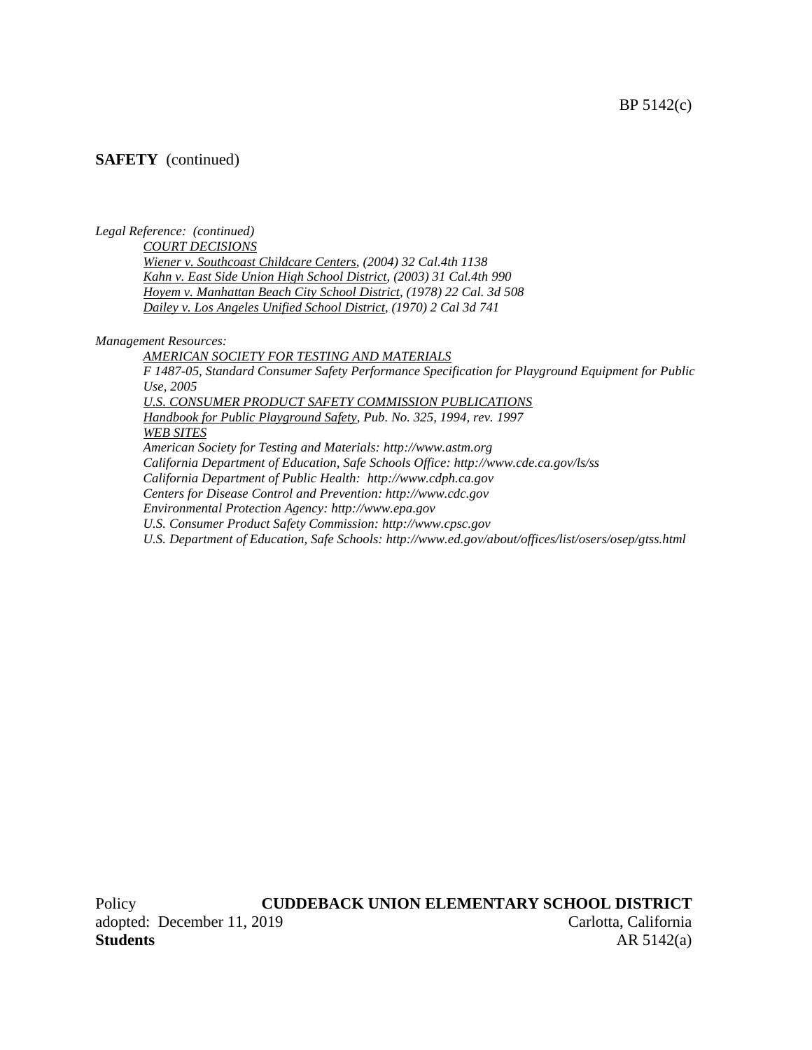**SAFETY** (continued)

*Legal Reference: (continued)*

*COURT DECISIONS*

*Wiener v. Southcoast Childcare Centers, (2004) 32 Cal.4th 1138*

*Kahn v. East Side Union High School District, (2003) 31 Cal.4th 990*

*Hoyem v. Manhattan Beach City School District, (1978) 22 Cal. 3d 508*

*Dailey v. Los Angeles Unified School District, (1970) 2 Cal 3d 741*

*Management Resources:*

*AMERICAN SOCIETY FOR TESTING AND MATERIALS*

*F 1487-05, Standard Consumer Safety Performance Specification for Playground Equipment for Public Use, 2005*

*U.S. CONSUMER PRODUCT SAFETY COMMISSION PUBLICATIONS*

*Handbook for Public Playground Safety, Pub. No. 325, 1994, rev. 1997*

*WEB SITES*

*American Society for Testing and Materials: http://www.astm.org*

*California Department of Education, Safe Schools Office: http://www.cde.ca.gov/ls/ss*

*California Department of Public Health: http://www.cdph.ca.gov*

*Centers for Disease Control and Prevention: http://www.cdc.gov*

*Environmental Protection Agency: http://www.epa.gov*

*U.S. Consumer Product Safety Commission: http://www.cpsc.gov*

*U.S. Department of Education, Safe Schools: http://www.ed.gov/about/offices/list/osers/osep/gtss.html*

Policy **CUDDEBACK UNION ELEMENTARY SCHOOL DISTRICT**
adopted: December 11, 2019 Carlotta, California

**Students** AR 5142(a)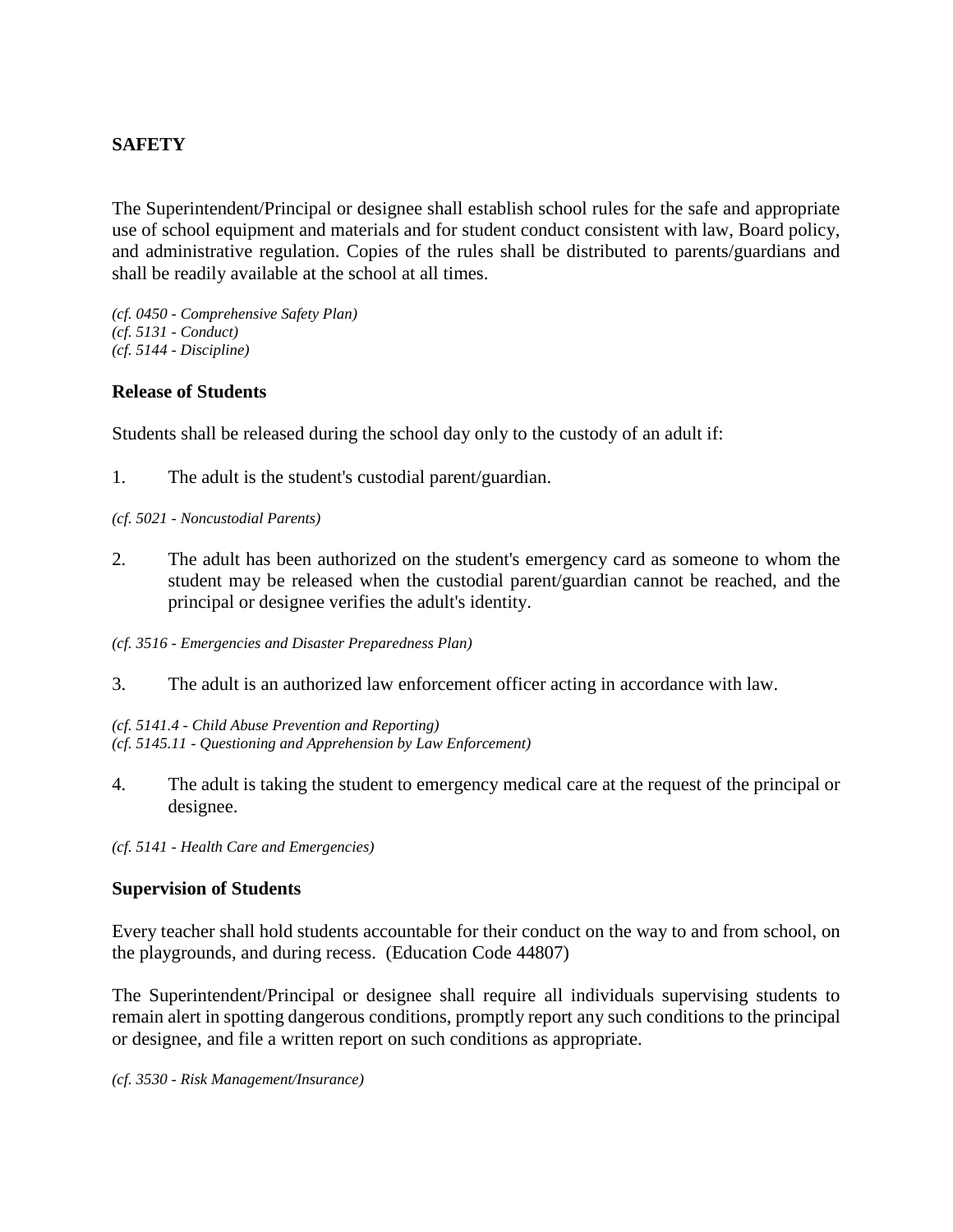**SAFETY**

The Superintendent/Principal or designee shall establish school rules for the safe and appropriate use of school equipment and materials and for student conduct consistent with law, Board policy, and administrative regulation. Copies of the rules shall be distributed to parents/guardians and shall be readily available at the school at all times.

*(cf. 0450 - Comprehensive Safety Plan)*
*(cf. 5131 - Conduct)*
*(cf. 5144 - Discipline)*

**Release of Students**

Students shall be released during the school day only to the custody of an adult if:

1. The adult is the student's custodial parent/guardian.

*(cf. 5021 - Noncustodial Parents)*

2. The adult has been authorized on the student's emergency card as someone to whom the student may be released when the custodial parent/guardian cannot be reached, and the principal or designee verifies the adult's identity.

*(cf. 3516 - Emergencies and Disaster Preparedness Plan)*

3. The adult is an authorized law enforcement officer acting in accordance with law.

*(cf. 5141.4 - Child Abuse Prevention and Reporting)*
*(cf. 5145.11 - Questioning and Apprehension by Law Enforcement)*

4. The adult is taking the student to emergency medical care at the request of the principal or designee.

*(cf. 5141 - Health Care and Emergencies)*

**Supervision of Students**

Every teacher shall hold students accountable for their conduct on the way to and from school, on the playgrounds, and during recess. (Education Code 44807)

The Superintendent/Principal or designee shall require all individuals supervising students to remain alert in spotting dangerous conditions, promptly report any such conditions to the principal or designee, and file a written report on such conditions as appropriate.

*(cf. 3530 - Risk Management/Insurance)*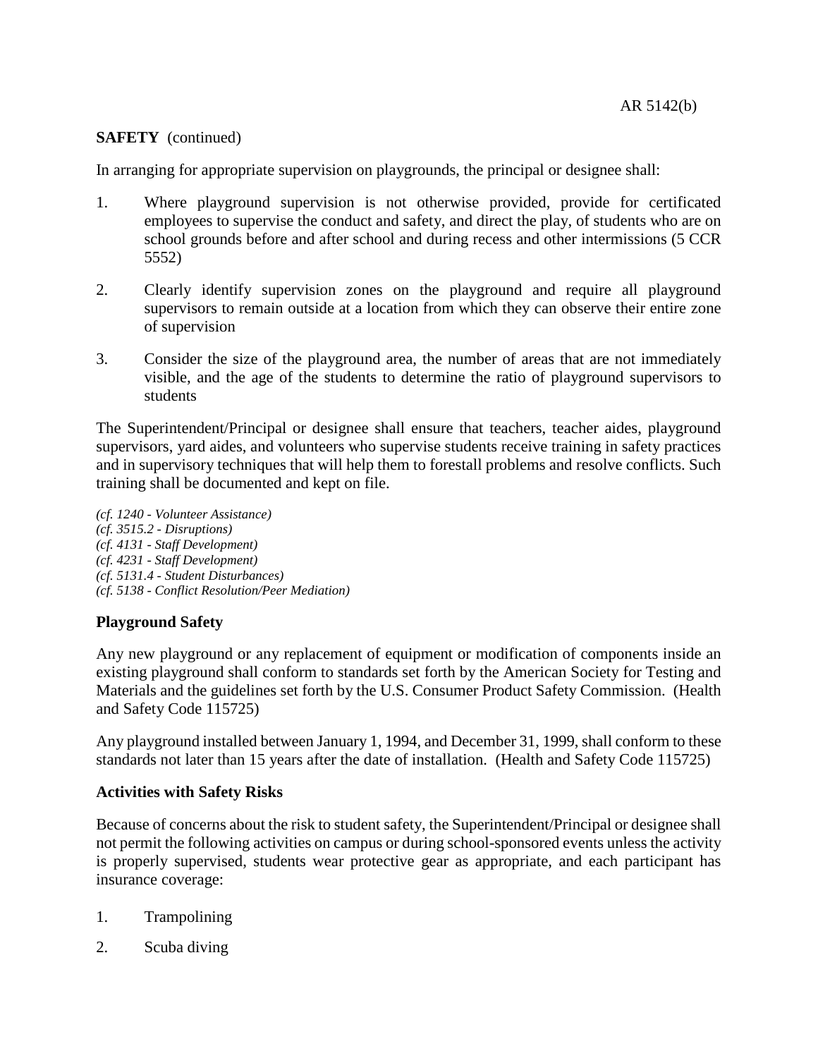**SAFETY** (continued)

In arranging for appropriate supervision on playgrounds, the principal or designee shall:

1. Where playground supervision is not otherwise provided, provide for certificated employees to supervise the conduct and safety, and direct the play, of students who are on school grounds before and after school and during recess and other intermissions (5 CCR 5552)

2. Clearly identify supervision zones on the playground and require all playground supervisors to remain outside at a location from which they can observe their entire zone of supervision

3. Consider the size of the playground area, the number of areas that are not immediately visible, and the age of the students to determine the ratio of playground supervisors to students

The Superintendent/Principal or designee shall ensure that teachers, teacher aides, playground supervisors, yard aides, and volunteers who supervise students receive training in safety practices and in supervisory techniques that will help them to forestall problems and resolve conflicts. Such training shall be documented and kept on file.

*(cf. 1240 - Volunteer Assistance)*
*(cf. 3515.2 - Disruptions)*
*(cf. 4131 - Staff Development)*
*(cf. 4231 - Staff Development)*
*(cf. 5131.4 - Student Disturbances)*
*(cf. 5138 - Conflict Resolution/Peer Mediation)*

## Playground Safety

Any new playground or any replacement of equipment or modification of components inside an existing playground shall conform to standards set forth by the American Society for Testing and Materials and the guidelines set forth by the U.S. Consumer Product Safety Commission. (Health and Safety Code 115725)

Any playground installed between January 1, 1994, and December 31, 1999, shall conform to these standards not later than 15 years after the date of installation. (Health and Safety Code 115725)

## Activities with Safety Risks

Because of concerns about the risk to student safety, the Superintendent/Principal or designee shall not permit the following activities on campus or during school-sponsored events unless the activity is properly supervised, students wear protective gear as appropriate, and each participant has insurance coverage:

1. Trampolining

2. Scuba diving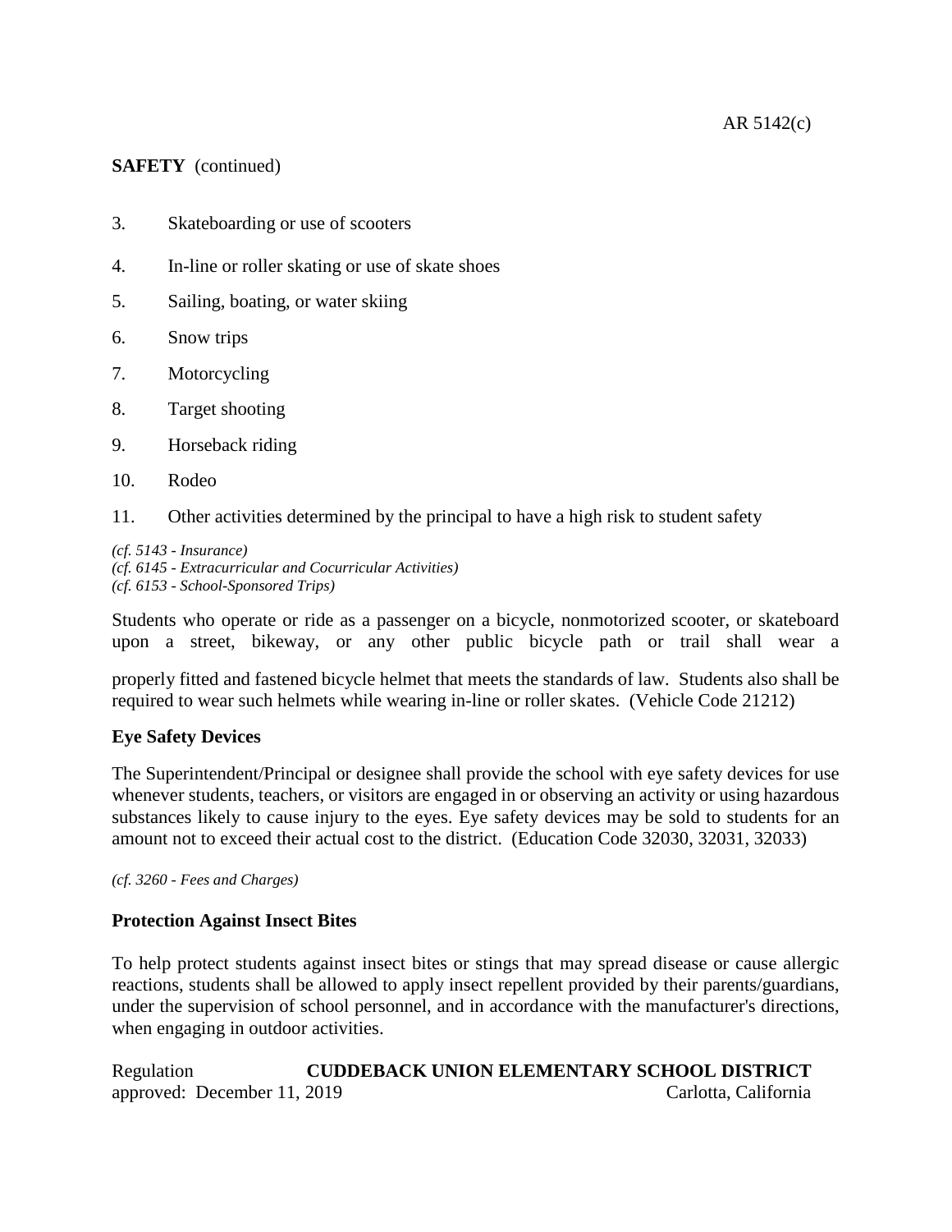**SAFETY** (continued)

3. Skateboarding or use of scooters
4. In-line or roller skating or use of skate shoes
5. Sailing, boating, or water skiing
6. Snow trips
7. Motorcycling
8. Target shooting
9. Horseback riding
10. Rodeo
11. Other activities determined by the principal to have a high risk to student safety

*(cf. 5143 - Insurance)*
*(cf. 6145 - Extracurricular and Cocurricular Activities)*
*(cf. 6153 - School-Sponsored Trips)*

Students who operate or ride as a passenger on a bicycle, nonmotorized scooter, or skateboard upon a street, bikeway, or any other public bicycle path or trail shall wear a properly fitted and fastened bicycle helmet that meets the standards of law. Students also shall be required to wear such helmets while wearing in-line or roller skates. (Vehicle Code 21212)

**Eye Safety Devices**

The Superintendent/Principal or designee shall provide the school with eye safety devices for use whenever students, teachers, or visitors are engaged in or observing an activity or using hazardous substances likely to cause injury to the eyes. Eye safety devices may be sold to students for an amount not to exceed their actual cost to the district. (Education Code 32030, 32031, 32033)

*(cf. 3260 - Fees and Charges)*

**Protection Against Insect Bites**

To help protect students against insect bites or stings that may spread disease or cause allergic reactions, students shall be allowed to apply insect repellent provided by their parents/guardians, under the supervision of school personnel, and in accordance with the manufacturer's directions, when engaging in outdoor activities.

Regulation **CUDDEBACK UNION ELEMENTARY SCHOOL DISTRICT**
approved: December 11, 2019 Carlotta, California